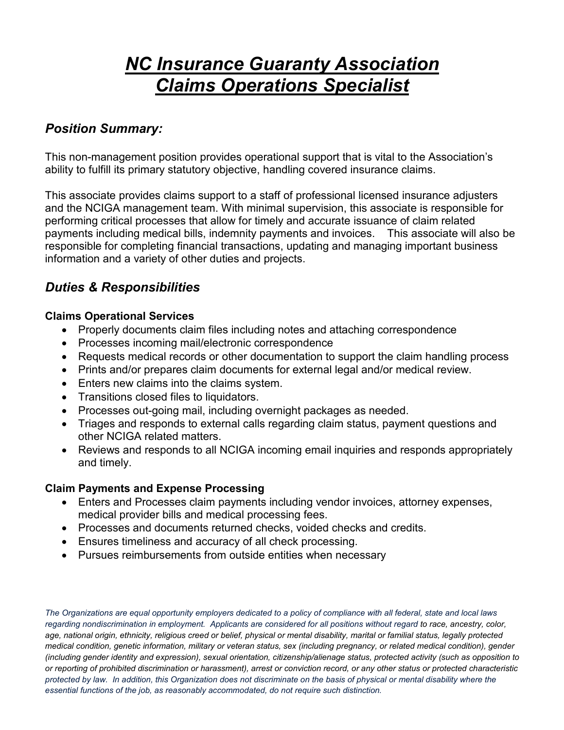# *NC Insurance Guaranty Association*
# *Claims Operations Specialist*

## *Position Summary:*

This non-management position provides operational support that is vital to the Association's ability to fulfill its primary statutory objective, handling covered insurance claims.

This associate provides claims support to a staff of professional licensed insurance adjusters and the NCIGA management team. With minimal supervision, this associate is responsible for performing critical processes that allow for timely and accurate issuance of claim related payments including medical bills, indemnity payments and invoices. This associate will also be responsible for completing financial transactions, updating and managing important business information and a variety of other duties and projects.

## *Duties & Responsibilities*

### Claims Operational Services

- Properly documents claim files including notes and attaching correspondence
- Processes incoming mail/electronic correspondence
- Requests medical records or other documentation to support the claim handling process
- Prints and/or prepares claim documents for external legal and/or medical review.
- Enters new claims into the claims system.
- Transitions closed files to liquidators.
- Processes out-going mail, including overnight packages as needed.
- Triages and responds to external calls regarding claim status, payment questions and other NCIGA related matters.
- Reviews and responds to all NCIGA incoming email inquiries and responds appropriately and timely.

### Claim Payments and Expense Processing

- Enters and Processes claim payments including vendor invoices, attorney expenses, medical provider bills and medical processing fees.
- Processes and documents returned checks, voided checks and credits.
- Ensures timeliness and accuracy of all check processing.
- Pursues reimbursements from outside entities when necessary

*The Organizations are equal opportunity employers dedicated to a policy of compliance with all federal, state and local laws regarding nondiscrimination in employment. Applicants are considered for all positions without regard to race, ancestry, color, age, national origin, ethnicity, religious creed or belief, physical or mental disability, marital or familial status, legally protected medical condition, genetic information, military or veteran status, sex (including pregnancy, or related medical condition), gender (including gender identity and expression), sexual orientation, citizenship/alienage status, protected activity (such as opposition to or reporting of prohibited discrimination or harassment), arrest or conviction record, or any other status or protected characteristic protected by law. In addition, this Organization does not discriminate on the basis of physical or mental disability where the essential functions of the job, as reasonably accommodated, do not require such distinction.*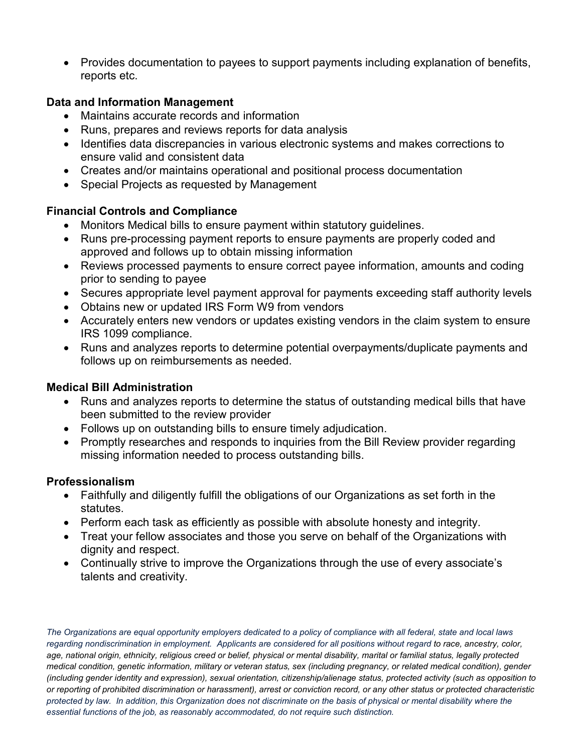- Provides documentation to payees to support payments including explanation of benefits, reports etc.

**Data and Information Management**

- Maintains accurate records and information
- Runs, prepares and reviews reports for data analysis
- Identifies data discrepancies in various electronic systems and makes corrections to ensure valid and consistent data
- Creates and/or maintains operational and positional process documentation
- Special Projects as requested by Management

**Financial Controls and Compliance**

- Monitors Medical bills to ensure payment within statutory guidelines.
- Runs pre-processing payment reports to ensure payments are properly coded and approved and follows up to obtain missing information
- Reviews processed payments to ensure correct payee information, amounts and coding prior to sending to payee
- Secures appropriate level payment approval for payments exceeding staff authority levels
- Obtains new or updated IRS Form W9 from vendors
- Accurately enters new vendors or updates existing vendors in the claim system to ensure IRS 1099 compliance.
- Runs and analyzes reports to determine potential overpayments/duplicate payments and follows up on reimbursements as needed.

**Medical Bill Administration**

- Runs and analyzes reports to determine the status of outstanding medical bills that have been submitted to the review provider
- Follows up on outstanding bills to ensure timely adjudication.
- Promptly researches and responds to inquiries from the Bill Review provider regarding missing information needed to process outstanding bills.

**Professionalism**

- Faithfully and diligently fulfill the obligations of our Organizations as set forth in the statutes.
- Perform each task as efficiently as possible with absolute honesty and integrity.
- Treat your fellow associates and those you serve on behalf of the Organizations with dignity and respect.
- Continually strive to improve the Organizations through the use of every associate's talents and creativity.

*The Organizations are equal opportunity employers dedicated to a policy of compliance with all federal, state and local laws regarding nondiscrimination in employment. Applicants are considered for all positions without regard to race, ancestry, color, age, national origin, ethnicity, religious creed or belief, physical or mental disability, marital or familial status, legally protected medical condition, genetic information, military or veteran status, sex (including pregnancy, or related medical condition), gender (including gender identity and expression), sexual orientation, citizenship/alienage status, protected activity (such as opposition to or reporting of prohibited discrimination or harassment), arrest or conviction record, or any other status or protected characteristic protected by law. In addition, this Organization does not discriminate on the basis of physical or mental disability where the essential functions of the job, as reasonably accommodated, do not require such distinction.*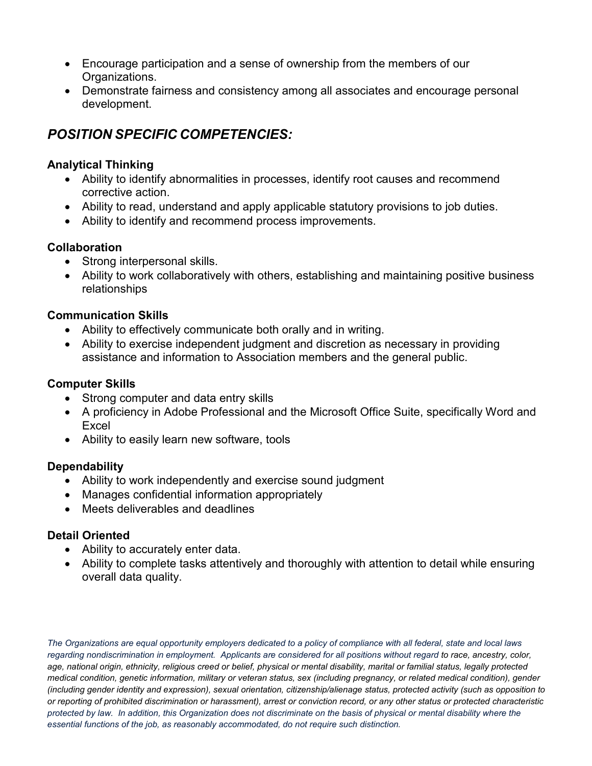- Encourage participation and a sense of ownership from the members of our Organizations.
- Demonstrate fairness and consistency among all associates and encourage personal development.

## *POSITION SPECIFIC COMPETENCIES:*

**Analytical Thinking**

- Ability to identify abnormalities in processes, identify root causes and recommend corrective action.
- Ability to read, understand and apply applicable statutory provisions to job duties.
- Ability to identify and recommend process improvements.

**Collaboration**

- Strong interpersonal skills.
- Ability to work collaboratively with others, establishing and maintaining positive business relationships

**Communication Skills**

- Ability to effectively communicate both orally and in writing.
- Ability to exercise independent judgment and discretion as necessary in providing assistance and information to Association members and the general public.

**Computer Skills**

- Strong computer and data entry skills
- A proficiency in Adobe Professional and the Microsoft Office Suite, specifically Word and Excel
- Ability to easily learn new software, tools

**Dependability**

- Ability to work independently and exercise sound judgment
- Manages confidential information appropriately
- Meets deliverables and deadlines

**Detail Oriented**

- Ability to accurately enter data.
- Ability to complete tasks attentively and thoroughly with attention to detail while ensuring overall data quality.

*The Organizations are equal opportunity employers dedicated to a policy of compliance with all federal, state and local laws regarding nondiscrimination in employment. Applicants are considered for all positions without regard to race, ancestry, color, age, national origin, ethnicity, religious creed or belief, physical or mental disability, marital or familial status, legally protected medical condition, genetic information, military or veteran status, sex (including pregnancy, or related medical condition), gender (including gender identity and expression), sexual orientation, citizenship/alienage status, protected activity (such as opposition to or reporting of prohibited discrimination or harassment), arrest or conviction record, or any other status or protected characteristic protected by law. In addition, this Organization does not discriminate on the basis of physical or mental disability where the essential functions of the job, as reasonably accommodated, do not require such distinction.*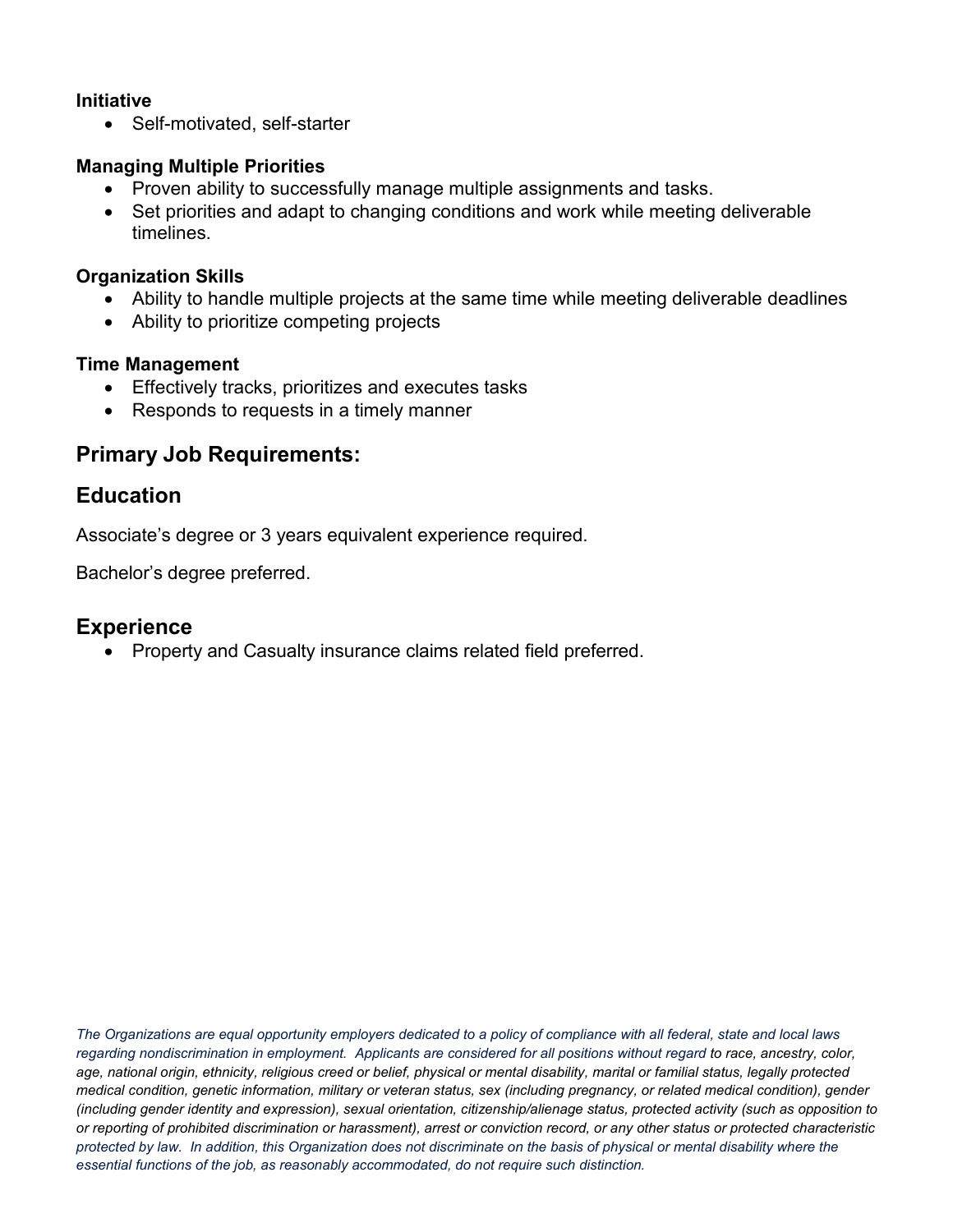**Initiative**

- Self-motivated, self-starter

**Managing Multiple Priorities**

- Proven ability to successfully manage multiple assignments and tasks.
- Set priorities and adapt to changing conditions and work while meeting deliverable timelines.

**Organization Skills**

- Ability to handle multiple projects at the same time while meeting deliverable deadlines
- Ability to prioritize competing projects

**Time Management**

- Effectively tracks, prioritizes and executes tasks
- Responds to requests in a timely manner

## Primary Job Requirements:

## Education

Associate's degree or 3 years equivalent experience required.

Bachelor's degree preferred.

## Experience

- Property and Casualty insurance claims related field preferred.

*The Organizations are equal opportunity employers dedicated to a policy of compliance with all federal, state and local laws regarding nondiscrimination in employment. Applicants are considered for all positions without regard to race, ancestry, color, age, national origin, ethnicity, religious creed or belief, physical or mental disability, marital or familial status, legally protected medical condition, genetic information, military or veteran status, sex (including pregnancy, or related medical condition), gender (including gender identity and expression), sexual orientation, citizenship/alienage status, protected activity (such as opposition to or reporting of prohibited discrimination or harassment), arrest or conviction record, or any other status or protected characteristic protected by law. In addition, this Organization does not discriminate on the basis of physical or mental disability where the essential functions of the job, as reasonably accommodated, do not require such distinction.*